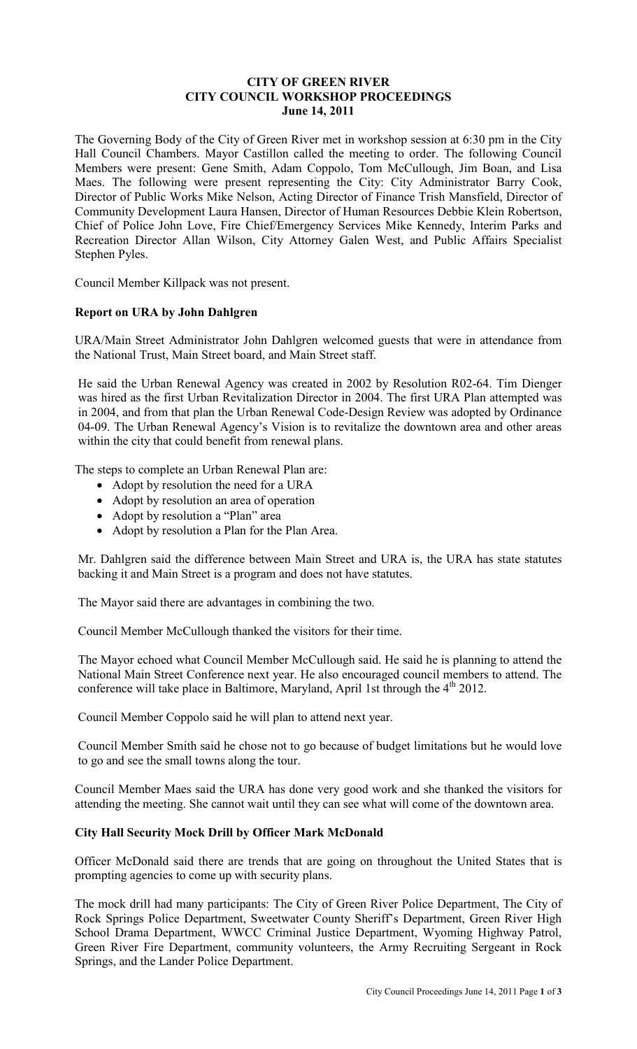# CITY OF GREEN RIVER
## CITY COUNCIL WORKSHOP PROCEEDINGS
### June 14, 2011

The Governing Body of the City of Green River met in workshop session at 6:30 pm in the City Hall Council Chambers. Mayor Castillon called the meeting to order. The following Council Members were present: Gene Smith, Adam Coppolo, Tom McCullough, Jim Boan, and Lisa Maes. The following were present representing the City: City Administrator Barry Cook, Director of Public Works Mike Nelson, Acting Director of Finance Trish Mansfield, Director of Community Development Laura Hansen, Director of Human Resources Debbie Klein Robertson, Chief of Police John Love, Fire Chief/Emergency Services Mike Kennedy, Interim Parks and Recreation Director Allan Wilson, City Attorney Galen West, and Public Affairs Specialist Stephen Pyles.

Council Member Killpack was not present.

**Report on URA by John Dahlgren**

URA/Main Street Administrator John Dahlgren welcomed guests that were in attendance from the National Trust, Main Street board, and Main Street staff.

He said the Urban Renewal Agency was created in 2002 by Resolution R02-64. Tim Dienger was hired as the first Urban Revitalization Director in 2004. The first URA Plan attempted was in 2004, and from that plan the Urban Renewal Code-Design Review was adopted by Ordinance 04-09. The Urban Renewal Agency's Vision is to revitalize the downtown area and other areas within the city that could benefit from renewal plans.

The steps to complete an Urban Renewal Plan are:

- Adopt by resolution the need for a URA
- Adopt by resolution an area of operation
- Adopt by resolution a "Plan" area
- Adopt by resolution a Plan for the Plan Area.

Mr. Dahlgren said the difference between Main Street and URA is, the URA has state statutes backing it and Main Street is a program and does not have statutes.

The Mayor said there are advantages in combining the two.

Council Member McCullough thanked the visitors for their time.

The Mayor echoed what Council Member McCullough said. He said he is planning to attend the National Main Street Conference next year. He also encouraged council members to attend. The conference will take place in Baltimore, Maryland, April 1st through the 4th 2012.

Council Member Coppolo said he will plan to attend next year.

Council Member Smith said he chose not to go because of budget limitations but he would love to go and see the small towns along the tour.

Council Member Maes said the URA has done very good work and she thanked the visitors for attending the meeting. She cannot wait until they can see what will come of the downtown area.

**City Hall Security Mock Drill by Officer Mark McDonald**

Officer McDonald said there are trends that are going on throughout the United States that is prompting agencies to come up with security plans.

The mock drill had many participants: The City of Green River Police Department, The City of Rock Springs Police Department, Sweetwater County Sheriff's Department, Green River High School Drama Department, WWCC Criminal Justice Department, Wyoming Highway Patrol, Green River Fire Department, community volunteers, the Army Recruiting Sergeant in Rock Springs, and the Lander Police Department.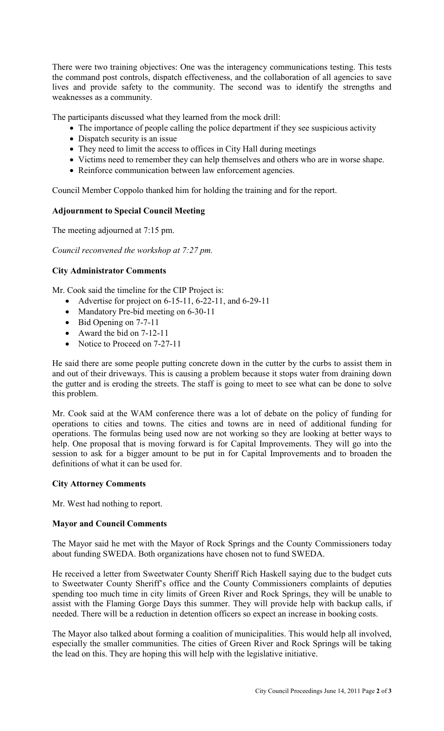There were two training objectives: One was the interagency communications testing. This tests the command post controls, dispatch effectiveness, and the collaboration of all agencies to save lives and provide safety to the community. The second was to identify the strengths and weaknesses as a community.

The participants discussed what they learned from the mock drill:

- The importance of people calling the police department if they see suspicious activity
- Dispatch security is an issue
- They need to limit the access to offices in City Hall during meetings
- Victims need to remember they can help themselves and others who are in worse shape.
- Reinforce communication between law enforcement agencies.

Council Member Coppolo thanked him for holding the training and for the report.

### Adjournment to Special Council Meeting

The meeting adjourned at 7:15 pm.

*Council reconvened the workshop at 7:27 pm.*

### City Administrator Comments

Mr. Cook said the timeline for the CIP Project is:

- Advertise for project on 6-15-11, 6-22-11, and 6-29-11
- Mandatory Pre-bid meeting on 6-30-11
- Bid Opening on 7-7-11
- Award the bid on 7-12-11
- Notice to Proceed on 7-27-11

He said there are some people putting concrete down in the cutter by the curbs to assist them in and out of their driveways. This is causing a problem because it stops water from draining down the gutter and is eroding the streets. The staff is going to meet to see what can be done to solve this problem.

Mr. Cook said at the WAM conference there was a lot of debate on the policy of funding for operations to cities and towns. The cities and towns are in need of additional funding for operations. The formulas being used now are not working so they are looking at better ways to help. One proposal that is moving forward is for Capital Improvements. They will go into the session to ask for a bigger amount to be put in for Capital Improvements and to broaden the definitions of what it can be used for.

### City Attorney Comments

Mr. West had nothing to report.

### Mayor and Council Comments

The Mayor said he met with the Mayor of Rock Springs and the County Commissioners today about funding SWEDA. Both organizations have chosen not to fund SWEDA.

He received a letter from Sweetwater County Sheriff Rich Haskell saying due to the budget cuts to Sweetwater County Sheriff's office and the County Commissioners complaints of deputies spending too much time in city limits of Green River and Rock Springs, they will be unable to assist with the Flaming Gorge Days this summer. They will provide help with backup calls, if needed. There will be a reduction in detention officers so expect an increase in booking costs.

The Mayor also talked about forming a coalition of municipalities. This would help all involved, especially the smaller communities. The cities of Green River and Rock Springs will be taking the lead on this. They are hoping this will help with the legislative initiative.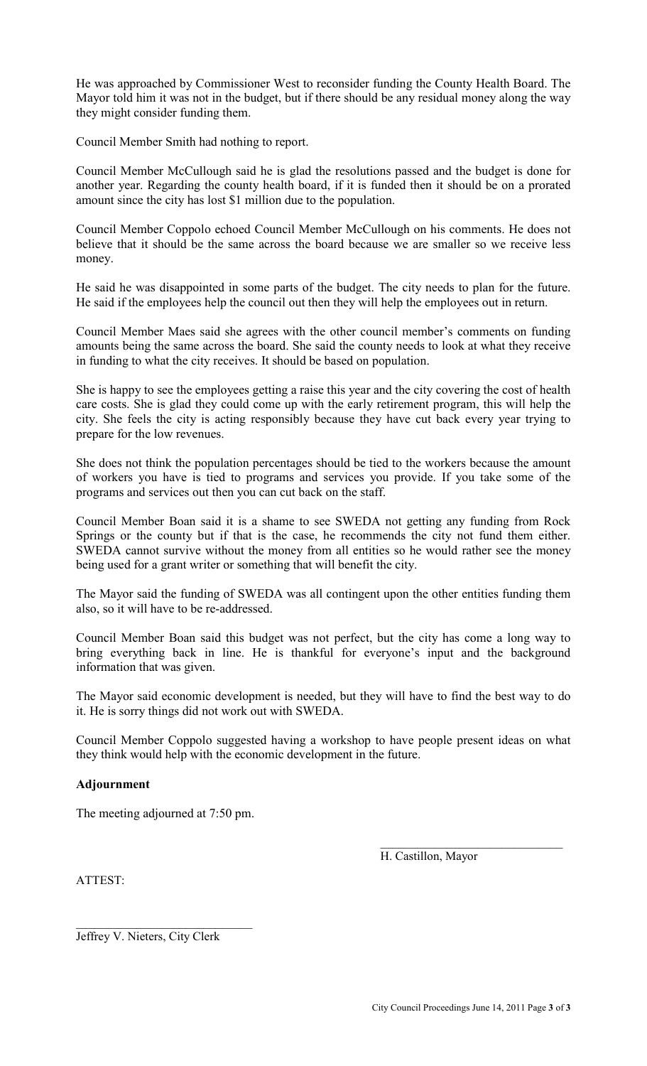He was approached by Commissioner West to reconsider funding the County Health Board. The Mayor told him it was not in the budget, but if there should be any residual money along the way they might consider funding them.

Council Member Smith had nothing to report.

Council Member McCullough said he is glad the resolutions passed and the budget is done for another year. Regarding the county health board, if it is funded then it should be on a prorated amount since the city has lost $1 million due to the population.

Council Member Coppolo echoed Council Member McCullough on his comments. He does not believe that it should be the same across the board because we are smaller so we receive less money.

He said he was disappointed in some parts of the budget. The city needs to plan for the future. He said if the employees help the council out then they will help the employees out in return.

Council Member Maes said she agrees with the other council member's comments on funding amounts being the same across the board. She said the county needs to look at what they receive in funding to what the city receives. It should be based on population.

She is happy to see the employees getting a raise this year and the city covering the cost of health care costs. She is glad they could come up with the early retirement program, this will help the city. She feels the city is acting responsibly because they have cut back every year trying to prepare for the low revenues.

She does not think the population percentages should be tied to the workers because the amount of workers you have is tied to programs and services you provide. If you take some of the programs and services out then you can cut back on the staff.

Council Member Boan said it is a shame to see SWEDA not getting any funding from Rock Springs or the county but if that is the case, he recommends the city not fund them either. SWEDA cannot survive without the money from all entities so he would rather see the money being used for a grant writer or something that will benefit the city.

The Mayor said the funding of SWEDA was all contingent upon the other entities funding them also, so it will have to be re-addressed.

Council Member Boan said this budget was not perfect, but the city has come a long way to bring everything back in line. He is thankful for everyone's input and the background information that was given.

The Mayor said economic development is needed, but they will have to find the best way to do it. He is sorry things did not work out with SWEDA.

Council Member Coppolo suggested having a workshop to have people present ideas on what they think would help with the economic development in the future.

**Adjournment**

The meeting adjourned at 7:50 pm.

_______________________________
H. Castillon, Mayor

ATTEST:

_______________________________
Jeffrey V. Nieters, City Clerk